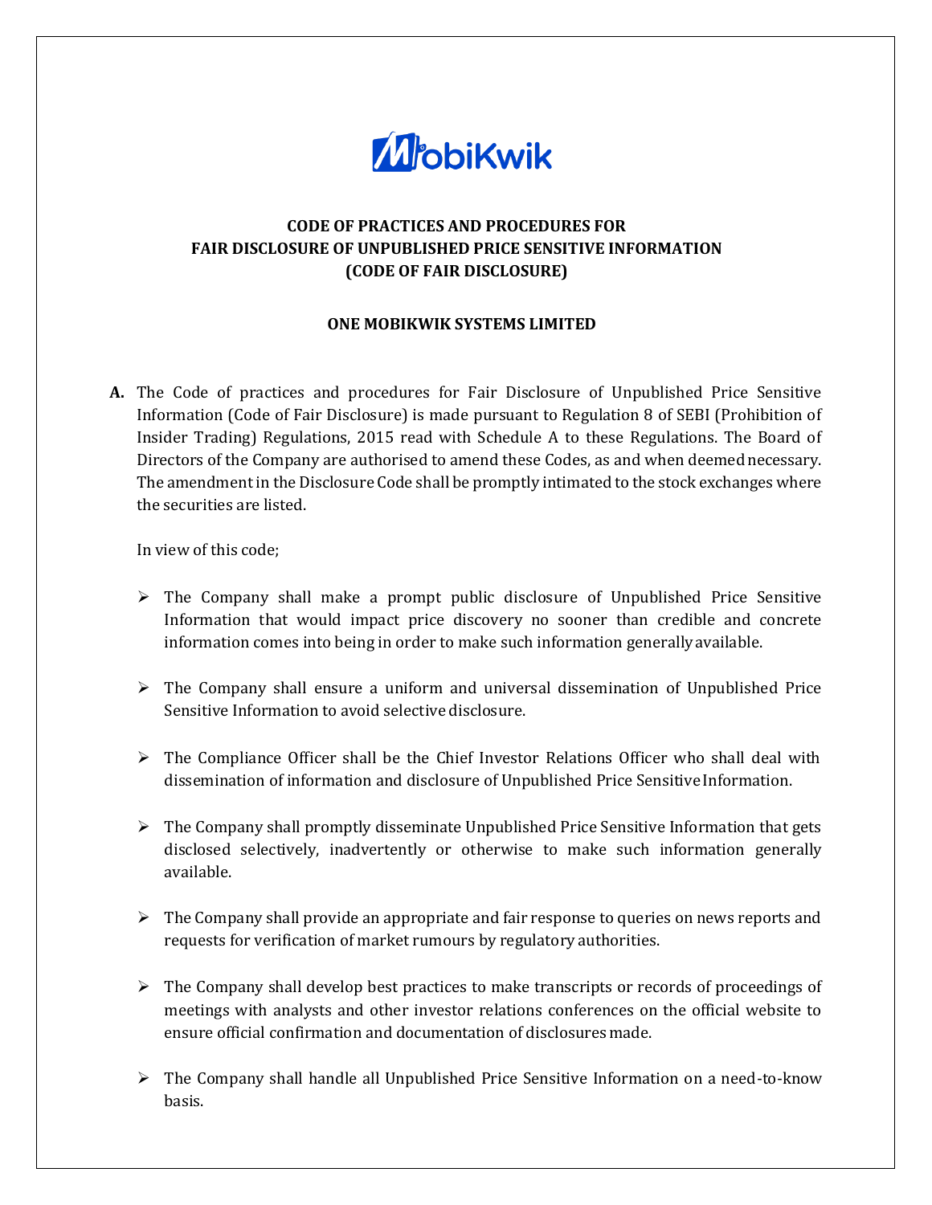# CODE OF PRACTICES AND PROCEDURES FOR FAIR DISCLOSURE OF UNPUBLISHED PRICE SENSITIVE INFORMATION (CODE OF FAIR DISCLOSURE)

## ONE MOBIKWIK SYSTEMS LIMITED

**A.** The Code of practices and procedures for Fair Disclosure of Unpublished Price Sensitive Information (Code of Fair Disclosure) is made pursuant to Regulation 8 of SEBI (Prohibition of Insider Trading) Regulations, 2015 read with Schedule A to these Regulations. The Board of Directors of the Company are authorised to amend these Codes, as and when deemed necessary. The amendment in the Disclosure Code shall be promptly intimated to the stock exchanges where the securities are listed.

In view of this code;

- The Company shall make a prompt public disclosure of Unpublished Price Sensitive Information that would impact price discovery no sooner than credible and concrete information comes into being in order to make such information generally available.
- The Company shall ensure a uniform and universal dissemination of Unpublished Price Sensitive Information to avoid selective disclosure.
- The Compliance Officer shall be the Chief Investor Relations Officer who shall deal with dissemination of information and disclosure of Unpublished Price Sensitive Information.
- The Company shall promptly disseminate Unpublished Price Sensitive Information that gets disclosed selectively, inadvertently or otherwise to make such information generally available.
- The Company shall provide an appropriate and fair response to queries on news reports and requests for verification of market rumours by regulatory authorities.
- The Company shall develop best practices to make transcripts or records of proceedings of meetings with analysts and other investor relations conferences on the official website to ensure official confirmation and documentation of disclosures made.
- The Company shall handle all Unpublished Price Sensitive Information on a need-to-know basis.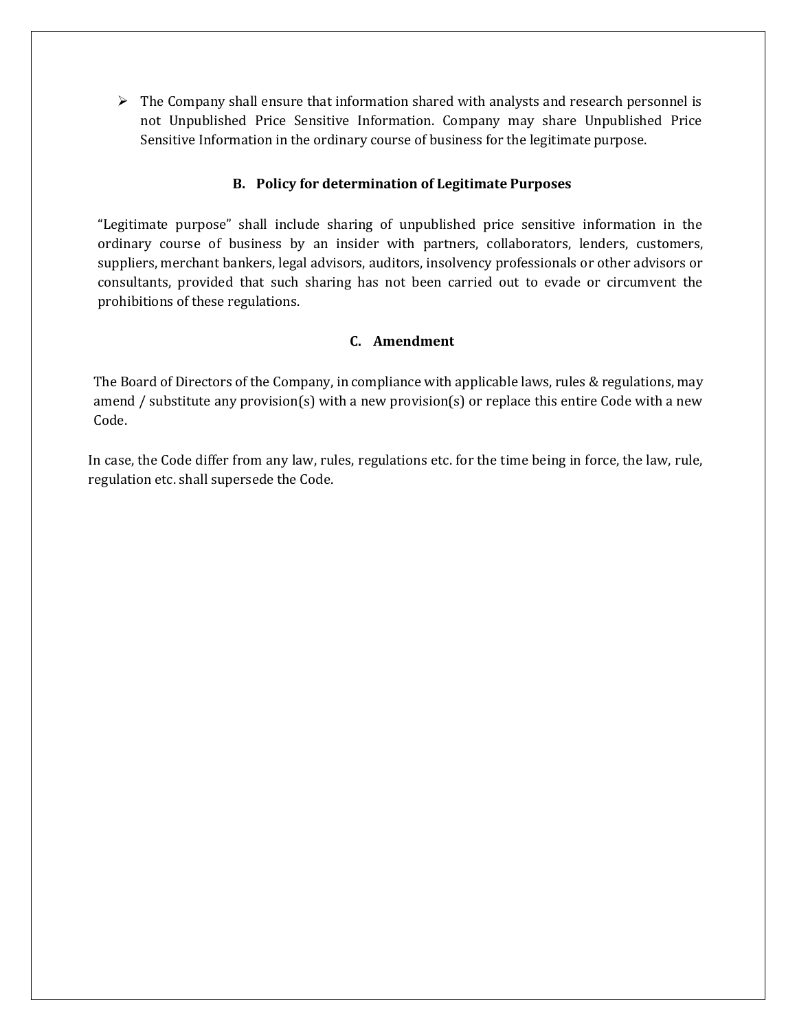- The Company shall ensure that information shared with analysts and research personnel is not Unpublished Price Sensitive Information. Company may share Unpublished Price Sensitive Information in the ordinary course of business for the legitimate purpose.

## B. Policy for determination of Legitimate Purposes

"Legitimate purpose" shall include sharing of unpublished price sensitive information in the ordinary course of business by an insider with partners, collaborators, lenders, customers, suppliers, merchant bankers, legal advisors, auditors, insolvency professionals or other advisors or consultants, provided that such sharing has not been carried out to evade or circumvent the prohibitions of these regulations.

## C. Amendment

The Board of Directors of the Company, in compliance with applicable laws, rules & regulations, may amend / substitute any provision(s) with a new provision(s) or replace this entire Code with a new Code.

In case, the Code differ from any law, rules, regulations etc. for the time being in force, the law, rule, regulation etc. shall supersede the Code.